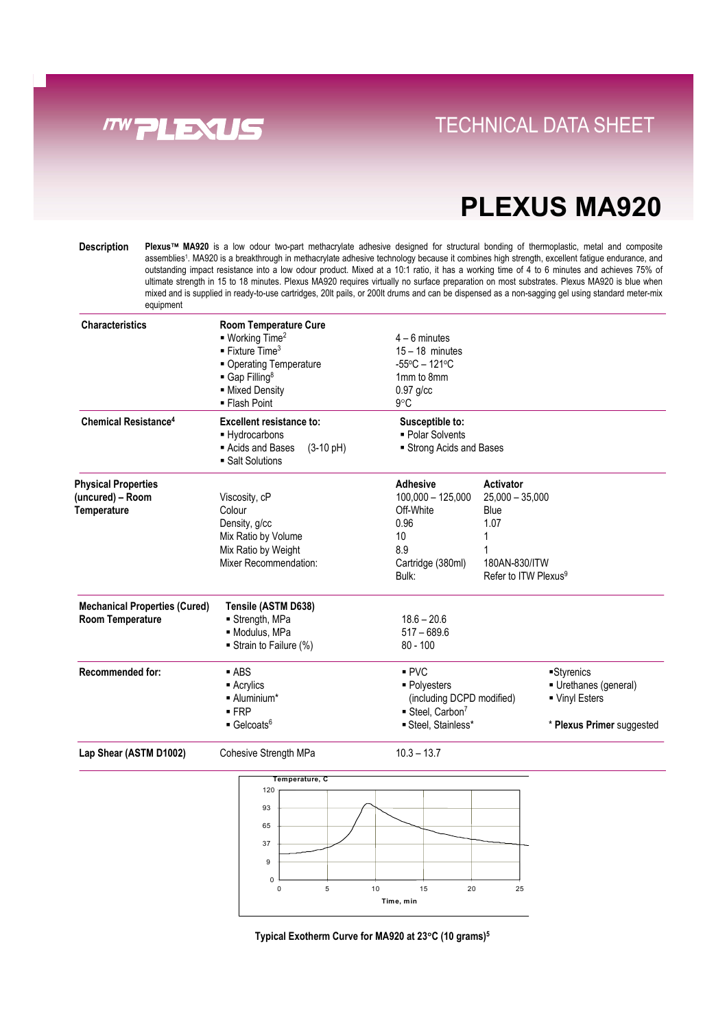# TECHNICAL DATA SHEET

# PLEXUS MA920

**Description**

**Plexus™ MA920** is a low odour two-part methacrylate adhesive designed for structural bonding of thermoplastic, metal and composite assemblies[1]. MA920 is a breakthrough in methacrylate adhesive technology because it combines high strength, excellent fatigue endurance, and outstanding impact resistance into a low odour product. Mixed at a 10:1 ratio, it has a working time of 4 to 6 minutes and achieves 75% of ultimate strength in 15 to 18 minutes. Plexus MA920 requires virtually no surface preparation on most substrates. Plexus MA920 is blue when mixed and is supplied in ready-to-use cartridges, 20lt pails, or 200lt drums and can be dispensed as a non-sagging gel using standard meter-mix equipment

| | | | | |
|---|---|---|---|---|
| **Characteristics** | **Room Temperature Cure** | | | |
| | ▪ Working Time[2] | 4 – 6 minutes | | |
| | ▪ Fixture Time[3] | 15 – 18 minutes | | |
| | ▪ Operating Temperature | -55°C – 121°C | | |
| | ▪ Gap Filling[8] | 1mm to 8mm | | |
| | ▪ Mixed Density | 0.97 g/cc | | |
| | ▪ Flash Point | 9°C | | |
| **Chemical Resistance[4]** | **Excellent resistance to:** | **Susceptible to:** | | |
| | ▪ Hydrocarbons | ▪ Polar Solvents | | |
| | ▪ Acids and Bases (3-10 pH) | ▪ Strong Acids and Bases | | |
| | ▪ Salt Solutions | | | |
| **Physical Properties (uncured) – Room Temperature** | | **Adhesive** | **Activator** | |
| | Viscosity, cP | 100,000 – 125,000 | 25,000 – 35,000 | |
| | Colour | Off-White | Blue | |
| | Density, g/cc | 0.96 | 1.07 | |
| | Mix Ratio by Volume | 10 | 1 | |
| | Mix Ratio by Weight | 8.9 | 1 | |
| | Mixer Recommendation: | Cartridge (380ml) | 180AN-830/ITW | |
| | | Bulk: | Refer to ITW Plexus[9] | |
| **Mechanical Properties (Cured) Room Temperature** | **Tensile (ASTM D638)** | | | |
| | ▪ Strength, MPa | 18.6 – 20.6 | | |
| | ▪ Modulus, MPa | 517 – 689.6 | | |
| | ▪ Strain to Failure (%) | 80 - 100 | | |
| **Recommended for:** | ▪ ABS | ▪ PVC | | ▪Styrenics |
| | ▪ Acrylics | ▪ Polyesters | | ▪ Urethanes (general) |
| | ▪ Aluminium* | (including DCPD modified) | | ▪ Vinyl Esters |
| | ▪ FRP | ▪ Steel, Carbon[7] | | |
| | ▪ Gelcoats[6] | ▪ Steel, Stainless* | | * **Plexus Primer** suggested |
| **Lap Shear (ASTM D1002)** | Cohesive Strength MPa | 10.3 – 13.7 | | |

**Typical Exotherm Curve for MA920 at 23°C (10 grams)[5]**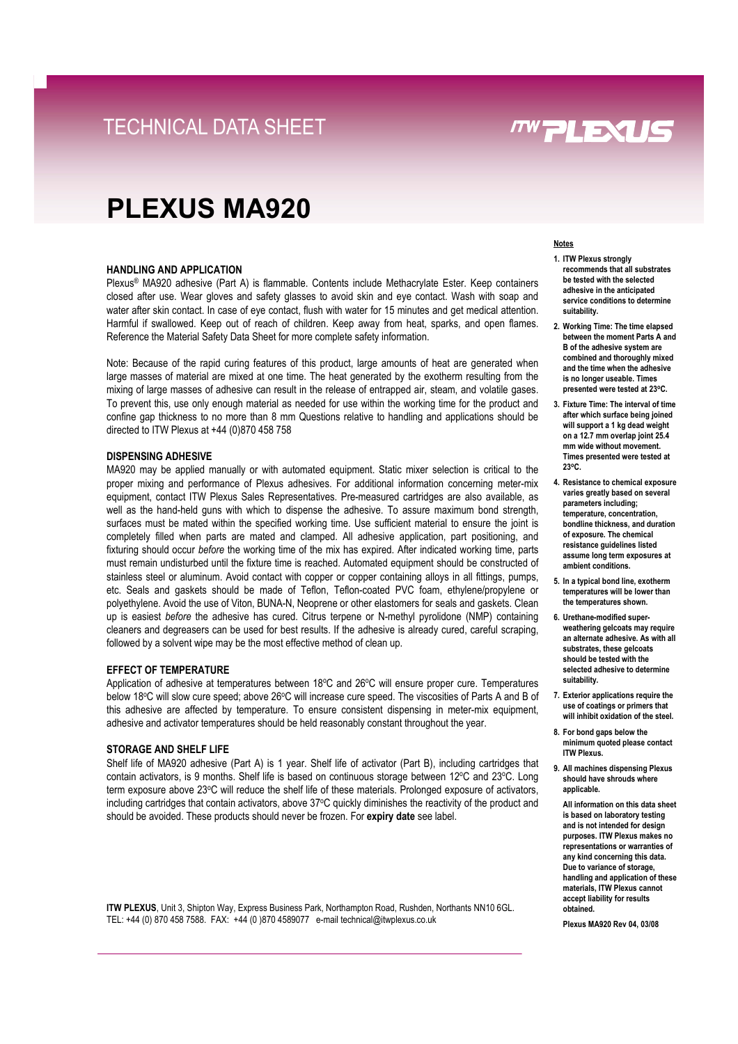TECHNICAL DATA SHEET

# PLEXUS MA920

### HANDLING AND APPLICATION

Plexus® MA920 adhesive (Part A) is flammable. Contents include Methacrylate Ester. Keep containers closed after use. Wear gloves and safety glasses to avoid skin and eye contact. Wash with soap and water after skin contact. In case of eye contact, flush with water for 15 minutes and get medical attention. Harmful if swallowed. Keep out of reach of children. Keep away from heat, sparks, and open flames. Reference the Material Safety Data Sheet for more complete safety information.

Note: Because of the rapid curing features of this product, large amounts of heat are generated when large masses of material are mixed at one time. The heat generated by the exotherm resulting from the mixing of large masses of adhesive can result in the release of entrapped air, steam, and volatile gases. To prevent this, use only enough material as needed for use within the working time for the product and confine gap thickness to no more than 8 mm Questions relative to handling and applications should be directed to ITW Plexus at +44 (0)870 458 758

### DISPENSING ADHESIVE

MA920 may be applied manually or with automated equipment. Static mixer selection is critical to the proper mixing and performance of Plexus adhesives. For additional information concerning meter-mix equipment, contact ITW Plexus Sales Representatives. Pre-measured cartridges are also available, as well as the hand-held guns with which to dispense the adhesive. To assure maximum bond strength, surfaces must be mated within the specified working time. Use sufficient material to ensure the joint is completely filled when parts are mated and clamped. All adhesive application, part positioning, and fixturing should occur *before* the working time of the mix has expired. After indicated working time, parts must remain undisturbed until the fixture time is reached. Automated equipment should be constructed of stainless steel or aluminum. Avoid contact with copper or copper containing alloys in all fittings, pumps, etc. Seals and gaskets should be made of Teflon, Teflon-coated PVC foam, ethylene/propylene or polyethylene. Avoid the use of Viton, BUNA-N, Neoprene or other elastomers for seals and gaskets. Clean up is easiest *before* the adhesive has cured. Citrus terpene or N-methyl pyrolidone (NMP) containing cleaners and degreasers can be used for best results. If the adhesive is already cured, careful scraping, followed by a solvent wipe may be the most effective method of clean up.

### EFFECT OF TEMPERATURE

Application of adhesive at temperatures between 18°C and 26°C will ensure proper cure. Temperatures below 18°C will slow cure speed; above 26°C will increase cure speed. The viscosities of Parts A and B of this adhesive are affected by temperature. To ensure consistent dispensing in meter-mix equipment, adhesive and activator temperatures should be held reasonably constant throughout the year.

### STORAGE AND SHELF LIFE

Shelf life of MA920 adhesive (Part A) is 1 year. Shelf life of activator (Part B), including cartridges that contain activators, is 9 months. Shelf life is based on continuous storage between 12°C and 23°C. Long term exposure above 23°C will reduce the shelf life of these materials. Prolonged exposure of activators, including cartridges that contain activators, above 37°C quickly diminishes the reactivity of the product and should be avoided. These products should never be frozen. For **expiry date** see label.

**ITW PLEXUS**, Unit 3, Shipton Way, Express Business Park, Northampton Road, Rushden, Northants NN10 6GL.
TEL: +44 (0) 870 458 7588. FAX: +44 (0 )870 4589077 e-mail technical@itwplexus.co.uk

**Notes**

1. **ITW Plexus strongly recommends that all substrates be tested with the selected adhesive in the anticipated service conditions to determine suitability.**
2. **Working Time: The time elapsed between the moment Parts A and B of the adhesive system are combined and thoroughly mixed and the time when the adhesive is no longer useable. Times presented were tested at 23°C.**
3. **Fixture Time: The interval of time after which surface being joined will support a 1 kg dead weight on a 12.7 mm overlap joint 25.4 mm wide without movement. Times presented were tested at 23°C.**
4. **Resistance to chemical exposure varies greatly based on several parameters including; temperature, concentration, bondline thickness, and duration of exposure. The chemical resistance guidelines listed assume long term exposures at ambient conditions.**
5. **In a typical bond line, exotherm temperatures will be lower than the temperatures shown.**
6. **Urethane-modified super-weathering gelcoats may require an alternate adhesive. As with all substrates, these gelcoats should be tested with the selected adhesive to determine suitability.**
7. **Exterior applications require the use of coatings or primers that will inhibit oxidation of the steel.**
8. **For bond gaps below the minimum quoted please contact ITW Plexus.**
9. **All machines dispensing Plexus should have shrouds where applicable.**

**All information on this data sheet is based on laboratory testing and is not intended for design purposes. ITW Plexus makes no representations or warranties of any kind concerning this data. Due to variance of storage, handling and application of these materials, ITW Plexus cannot accept liability for results obtained.**

**Plexus MA920 Rev 04, 03/08**